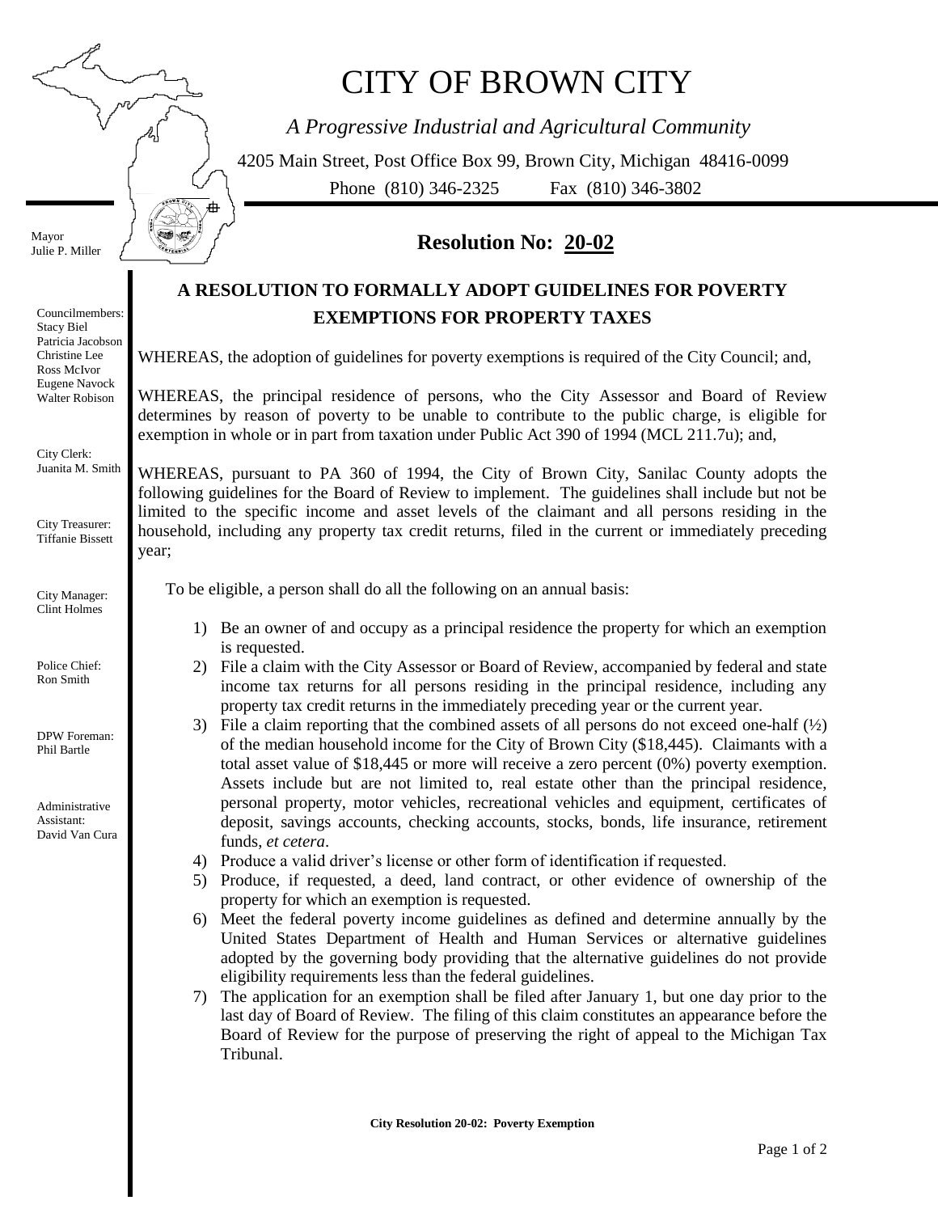# CITY OF BROWN CITY

*A Progressive Industrial and Agricultural Community*

4205 Main Street, Post Office Box 99, Brown City, Michigan 48416-0099

Phone (810) 346-2325 Fax (810) 346-3802

Mayor
Julie P. Miller

Councilmembers:
Stacy Biel
Patricia Jacobson
Christine Lee
Ross McIvor
Eugene Navock
Walter Robison

City Clerk:
Juanita M. Smith

City Treasurer:
Tiffanie Bissett

City Manager:
Clint Holmes

Police Chief:
Ron Smith

DPW Foreman:
Phil Bartle

Administrative Assistant:
David Van Cura

## Resolution No: 20-02

### A RESOLUTION TO FORMALLY ADOPT GUIDELINES FOR POVERTY EXEMPTIONS FOR PROPERTY TAXES

WHEREAS, the adoption of guidelines for poverty exemptions is required of the City Council; and,

WHEREAS, the principal residence of persons, who the City Assessor and Board of Review determines by reason of poverty to be unable to contribute to the public charge, is eligible for exemption in whole or in part from taxation under Public Act 390 of 1994 (MCL 211.7u); and,

WHEREAS, pursuant to PA 360 of 1994, the City of Brown City, Sanilac County adopts the following guidelines for the Board of Review to implement. The guidelines shall include but not be limited to the specific income and asset levels of the claimant and all persons residing in the household, including any property tax credit returns, filed in the current or immediately preceding year;

To be eligible, a person shall do all the following on an annual basis:

1) Be an owner of and occupy as a principal residence the property for which an exemption is requested.
2) File a claim with the City Assessor or Board of Review, accompanied by federal and state income tax returns for all persons residing in the principal residence, including any property tax credit returns in the immediately preceding year or the current year.
3) File a claim reporting that the combined assets of all persons do not exceed one-half (½) of the median household income for the City of Brown City ($18,445). Claimants with a total asset value of $18,445 or more will receive a zero percent (0%) poverty exemption. Assets include but are not limited to, real estate other than the principal residence, personal property, motor vehicles, recreational vehicles and equipment, certificates of deposit, savings accounts, checking accounts, stocks, bonds, life insurance, retirement funds, *et cetera*.
4) Produce a valid driver's license or other form of identification if requested.
5) Produce, if requested, a deed, land contract, or other evidence of ownership of the property for which an exemption is requested.
6) Meet the federal poverty income guidelines as defined and determine annually by the United States Department of Health and Human Services or alternative guidelines adopted by the governing body providing that the alternative guidelines do not provide eligibility requirements less than the federal guidelines.
7) The application for an exemption shall be filed after January 1, but one day prior to the last day of Board of Review. The filing of this claim constitutes an appearance before the Board of Review for the purpose of preserving the right of appeal to the Michigan Tax Tribunal.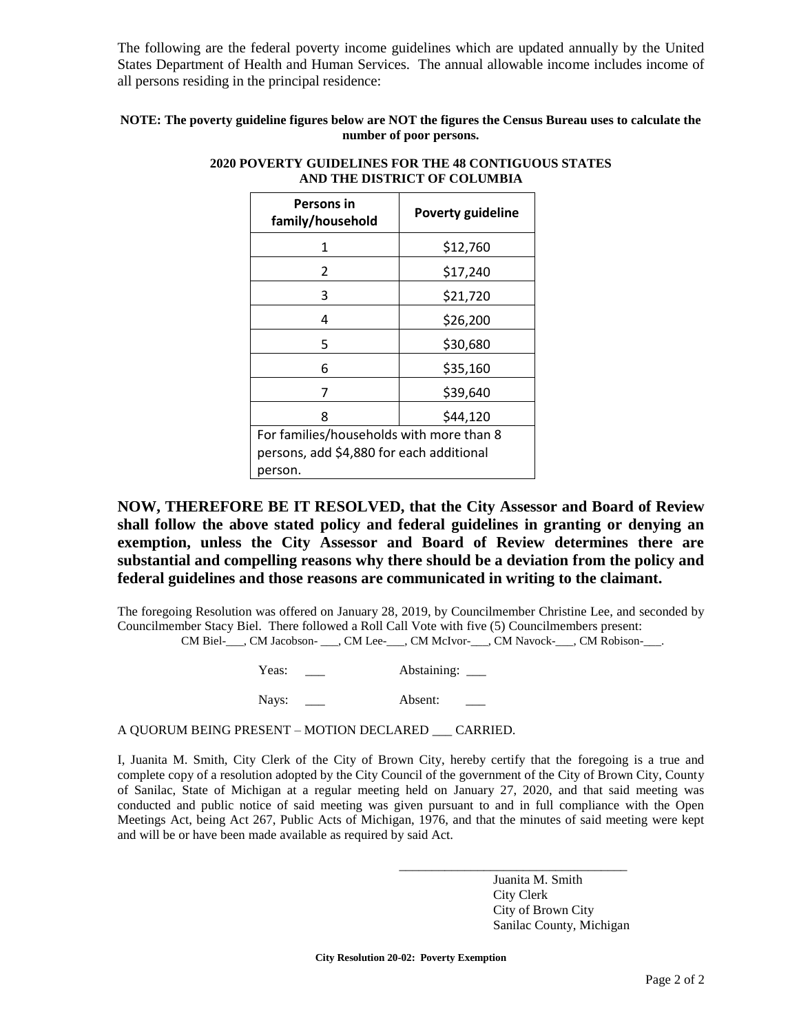The following are the federal poverty income guidelines which are updated annually by the United States Department of Health and Human Services. The annual allowable income includes income of all persons residing in the principal residence:

**NOTE: The poverty guideline figures below are NOT the figures the Census Bureau uses to calculate the number of poor persons.**

**2020 POVERTY GUIDELINES FOR THE 48 CONTIGUOUS STATES AND THE DISTRICT OF COLUMBIA**

| Persons in family/household | Poverty guideline |
|---|---|
| 1 | $12,760 |
| 2 | $17,240 |
| 3 | $21,720 |
| 4 | $26,200 |
| 5 | $30,680 |
| 6 | $35,160 |
| 7 | $39,640 |
| 8 | $44,120 |
| For families/households with more than 8 persons, add $4,880 for each additional person. | |

**NOW, THEREFORE BE IT RESOLVED, that the City Assessor and Board of Review shall follow the above stated policy and federal guidelines in granting or denying an exemption, unless the City Assessor and Board of Review determines there are substantial and compelling reasons why there should be a deviation from the policy and federal guidelines and those reasons are communicated in writing to the claimant.**

The foregoing Resolution was offered on January 28, 2019, by Councilmember Christine Lee, and seconded by Councilmember Stacy Biel. There followed a Roll Call Vote with five (5) Councilmembers present:

CM Biel-___, CM Jacobson- ___, CM Lee-___, CM McIvor-___, CM Navock-___, CM Robison-___.

Yeas: ___ Abstaining: ___

Nays: ___ Absent: ___

A QUORUM BEING PRESENT – MOTION DECLARED ___ CARRIED.

I, Juanita M. Smith, City Clerk of the City of Brown City, hereby certify that the foregoing is a true and complete copy of a resolution adopted by the City Council of the government of the City of Brown City, County of Sanilac, State of Michigan at a regular meeting held on January 27, 2020, and that said meeting was conducted and public notice of said meeting was given pursuant to and in full compliance with the Open Meetings Act, being Act 267, Public Acts of Michigan, 1976, and that the minutes of said meeting were kept and will be or have been made available as required by said Act.

___________________________________

Juanita M. Smith
City Clerk
City of Brown City
Sanilac County, Michigan

**City Resolution 20-02: Poverty Exemption**